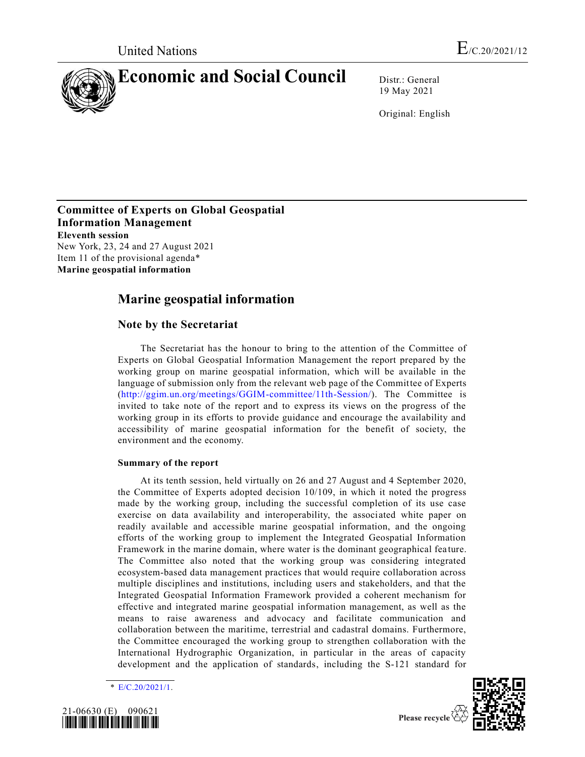United Nations

E/C.20/2021/12

# Economic and Social Council

Distr.: General
19 May 2021

Original: English

**Committee of Experts on Global Geospatial Information Management**
**Eleventh session**
New York, 23, 24 and 27 August 2021
Item 11 of the provisional agenda*
**Marine geospatial information**

## Marine geospatial information

### Note by the Secretariat

The Secretariat has the honour to bring to the attention of the Committee of Experts on Global Geospatial Information Management the report prepared by the working group on marine geospatial information, which will be available in the language of submission only from the relevant web page of the Committee of Experts (http://ggim.un.org/meetings/GGIM-committee/11th-Session/). The Committee is invited to take note of the report and to express its views on the progress of the working group in its efforts to provide guidance and encourage the availability and accessibility of marine geospatial information for the benefit of society, the environment and the economy.

#### Summary of the report

At its tenth session, held virtually on 26 and 27 August and 4 September 2020, the Committee of Experts adopted decision 10/109, in which it noted the progress made by the working group, including the successful completion of its use case exercise on data availability and interoperability, the associated white paper on readily available and accessible marine geospatial information, and the ongoing efforts of the working group to implement the Integrated Geospatial Information Framework in the marine domain, where water is the dominant geographical feature. The Committee also noted that the working group was considering integrated ecosystem-based data management practices that would require collaboration across multiple disciplines and institutions, including users and stakeholders, and that the Integrated Geospatial Information Framework provided a coherent mechanism for effective and integrated marine geospatial information management, as well as the means to raise awareness and advocacy and facilitate communication and collaboration between the maritime, terrestrial and cadastral domains. Furthermore, the Committee encouraged the working group to strengthen collaboration with the International Hydrographic Organization, in particular in the areas of capacity development and the application of standards, including the S-121 standard for

\* E/C.20/2021/1.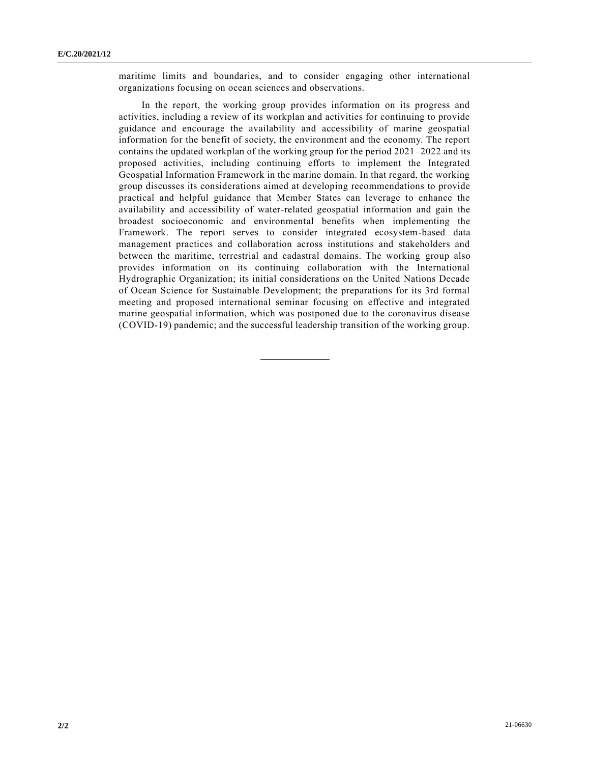maritime limits and boundaries, and to consider engaging other international organizations focusing on ocean sciences and observations.

In the report, the working group provides information on its progress and activities, including a review of its workplan and activities for continuing to provide guidance and encourage the availability and accessibility of marine geospatial information for the benefit of society, the environment and the economy. The report contains the updated workplan of the working group for the period 2021–2022 and its proposed activities, including continuing efforts to implement the Integrated Geospatial Information Framework in the marine domain. In that regard, the working group discusses its considerations aimed at developing recommendations to provide practical and helpful guidance that Member States can leverage to enhance the availability and accessibility of water-related geospatial information and gain the broadest socioeconomic and environmental benefits when implementing the Framework. The report serves to consider integrated ecosystem-based data management practices and collaboration across institutions and stakeholders and between the maritime, terrestrial and cadastral domains. The working group also provides information on its continuing collaboration with the International Hydrographic Organization; its initial considerations on the United Nations Decade of Ocean Science for Sustainable Development; the preparations for its 3rd formal meeting and proposed international seminar focusing on effective and integrated marine geospatial information, which was postponed due to the coronavirus disease (COVID-19) pandemic; and the successful leadership transition of the working group.